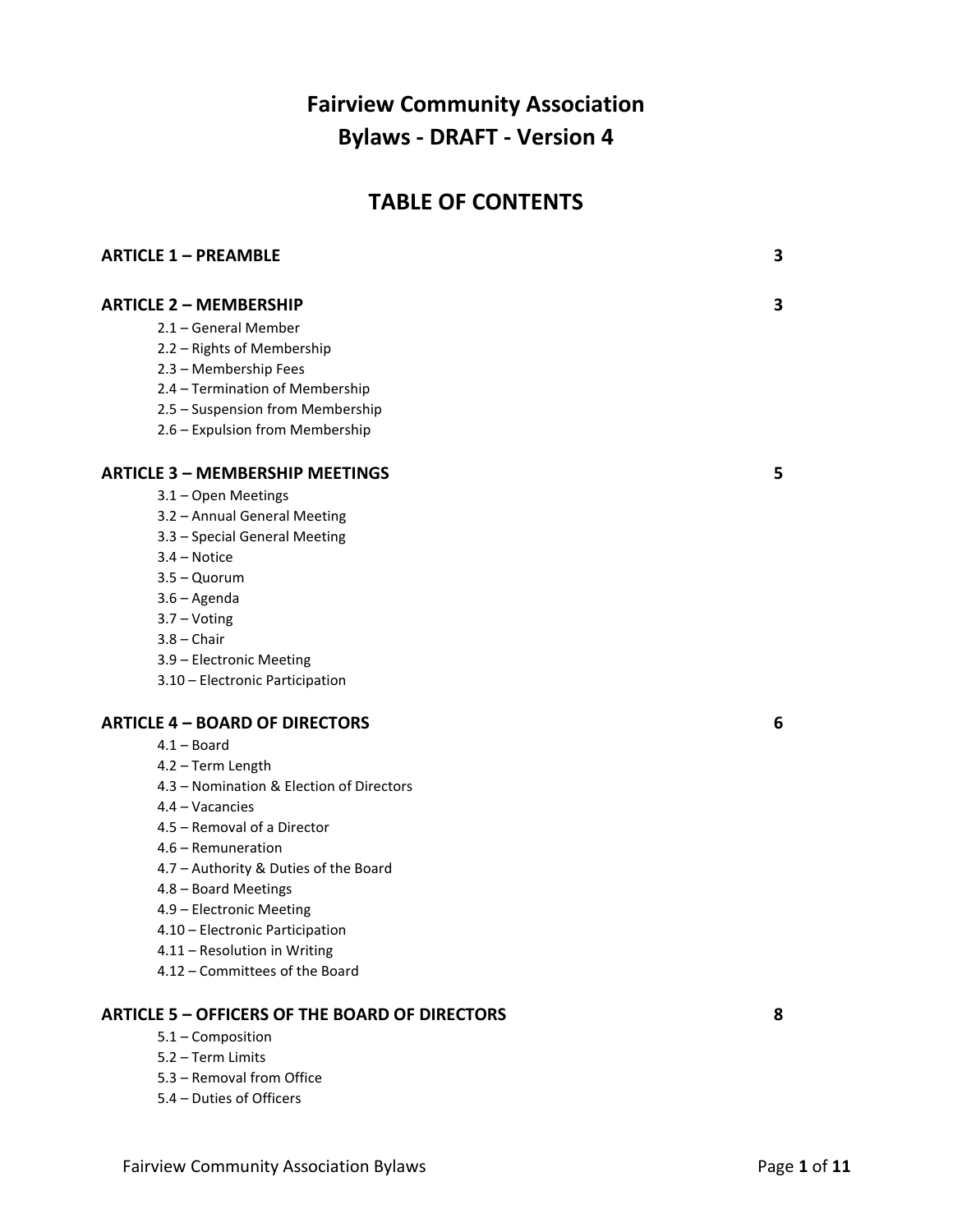# Fairview Community Association
# Bylaws - DRAFT - Version 4

## TABLE OF CONTENTS

| | |
|---|---|
| **ARTICLE 1 – PREAMBLE** | **3** |
| **ARTICLE 2 – MEMBERSHIP** | **3** |
| 2.1 – General Member | |
| 2.2 – Rights of Membership | |
| 2.3 – Membership Fees | |
| 2.4 – Termination of Membership | |
| 2.5 – Suspension from Membership | |
| 2.6 – Expulsion from Membership | |
| **ARTICLE 3 – MEMBERSHIP MEETINGS** | **5** |
| 3.1 – Open Meetings | |
| 3.2 – Annual General Meeting | |
| 3.3 – Special General Meeting | |
| 3.4 – Notice | |
| 3.5 – Quorum | |
| 3.6 – Agenda | |
| 3.7 – Voting | |
| 3.8 – Chair | |
| 3.9 – Electronic Meeting | |
| 3.10 – Electronic Participation | |
| **ARTICLE 4 – BOARD OF DIRECTORS** | **6** |
| 4.1 – Board | |
| 4.2 – Term Length | |
| 4.3 – Nomination & Election of Directors | |
| 4.4 – Vacancies | |
| 4.5 – Removal of a Director | |
| 4.6 – Remuneration | |
| 4.7 – Authority & Duties of the Board | |
| 4.8 – Board Meetings | |
| 4.9 – Electronic Meeting | |
| 4.10 – Electronic Participation | |
| 4.11 – Resolution in Writing | |
| 4.12 – Committees of the Board | |
| **ARTICLE 5 – OFFICERS OF THE BOARD OF DIRECTORS** | **8** |
| 5.1 – Composition | |
| 5.2 – Term Limits | |
| 5.3 – Removal from Office | |
| 5.4 – Duties of Officers | |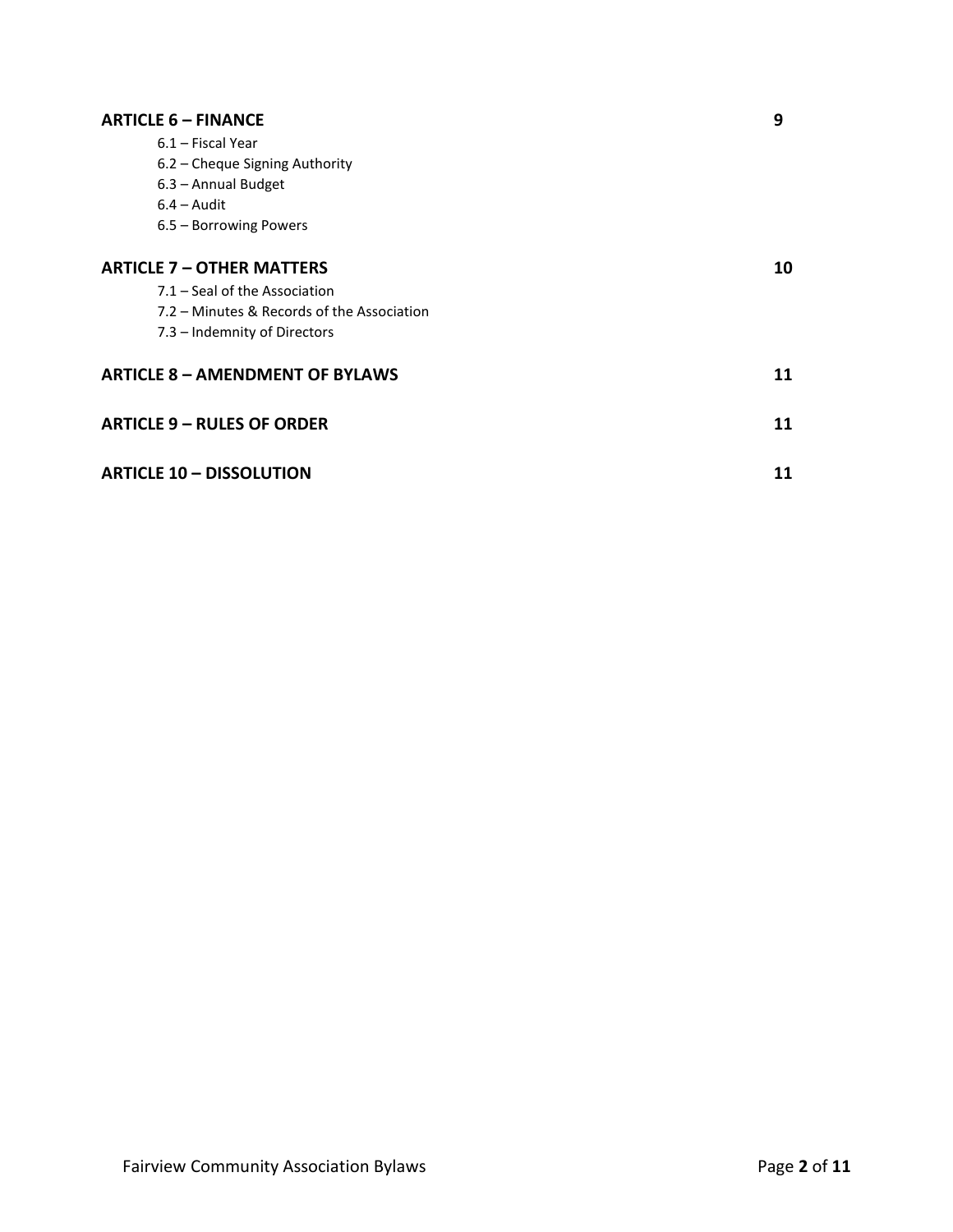| | |
|---|---|
| **ARTICLE 6 – FINANCE** | **9** |
| 6.1 – Fiscal Year | |
| 6.2 – Cheque Signing Authority | |
| 6.3 – Annual Budget | |
| 6.4 – Audit | |
| 6.5 – Borrowing Powers | |
| **ARTICLE 7 – OTHER MATTERS** | **10** |
| 7.1 – Seal of the Association | |
| 7.2 – Minutes & Records of the Association | |
| 7.3 – Indemnity of Directors | |
| **ARTICLE 8 – AMENDMENT OF BYLAWS** | **11** |
| **ARTICLE 9 – RULES OF ORDER** | **11** |
| **ARTICLE 10 – DISSOLUTION** | **11** |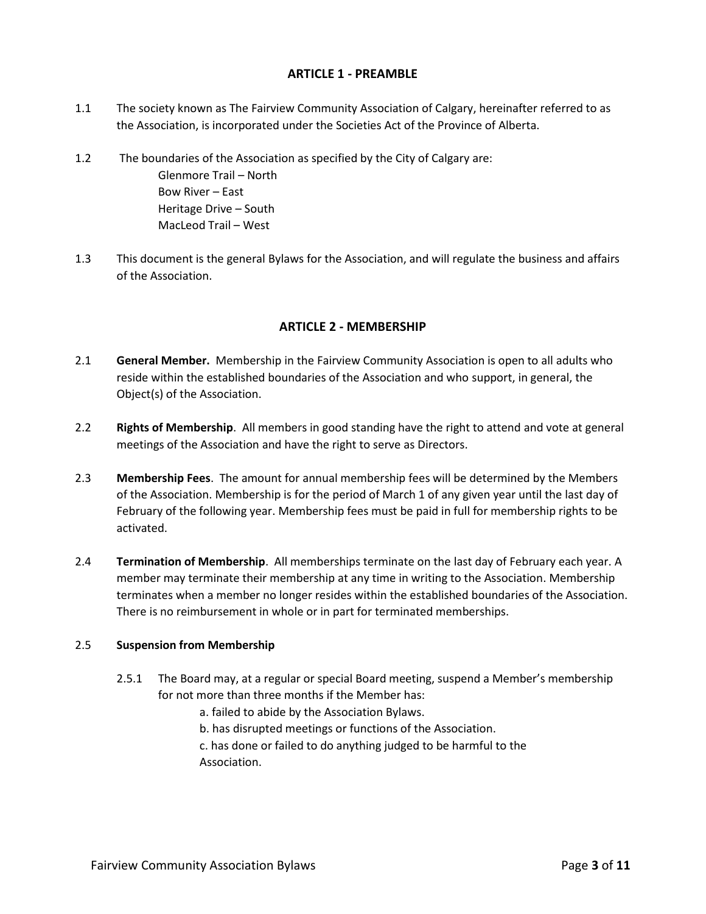## ARTICLE 1 - PREAMBLE

1.1 The society known as The Fairview Community Association of Calgary, hereinafter referred to as the Association, is incorporated under the Societies Act of the Province of Alberta.

1.2 The boundaries of the Association as specified by the City of Calgary are:
  Glenmore Trail – North
  Bow River – East
  Heritage Drive – South
  MacLeod Trail – West

1.3 This document is the general Bylaws for the Association, and will regulate the business and affairs of the Association.

## ARTICLE 2 - MEMBERSHIP

2.1 **General Member.** Membership in the Fairview Community Association is open to all adults who reside within the established boundaries of the Association and who support, in general, the Object(s) of the Association.

2.2 **Rights of Membership**. All members in good standing have the right to attend and vote at general meetings of the Association and have the right to serve as Directors.

2.3 **Membership Fees**. The amount for annual membership fees will be determined by the Members of the Association. Membership is for the period of March 1 of any given year until the last day of February of the following year. Membership fees must be paid in full for membership rights to be activated.

2.4 **Termination of Membership**. All memberships terminate on the last day of February each year. A member may terminate their membership at any time in writing to the Association. Membership terminates when a member no longer resides within the established boundaries of the Association. There is no reimbursement in whole or in part for terminated memberships.

2.5 **Suspension from Membership**

2.5.1 The Board may, at a regular or special Board meeting, suspend a Member's membership for not more than three months if the Member has:

a. failed to abide by the Association Bylaws.
b. has disrupted meetings or functions of the Association.
c. has done or failed to do anything judged to be harmful to the Association.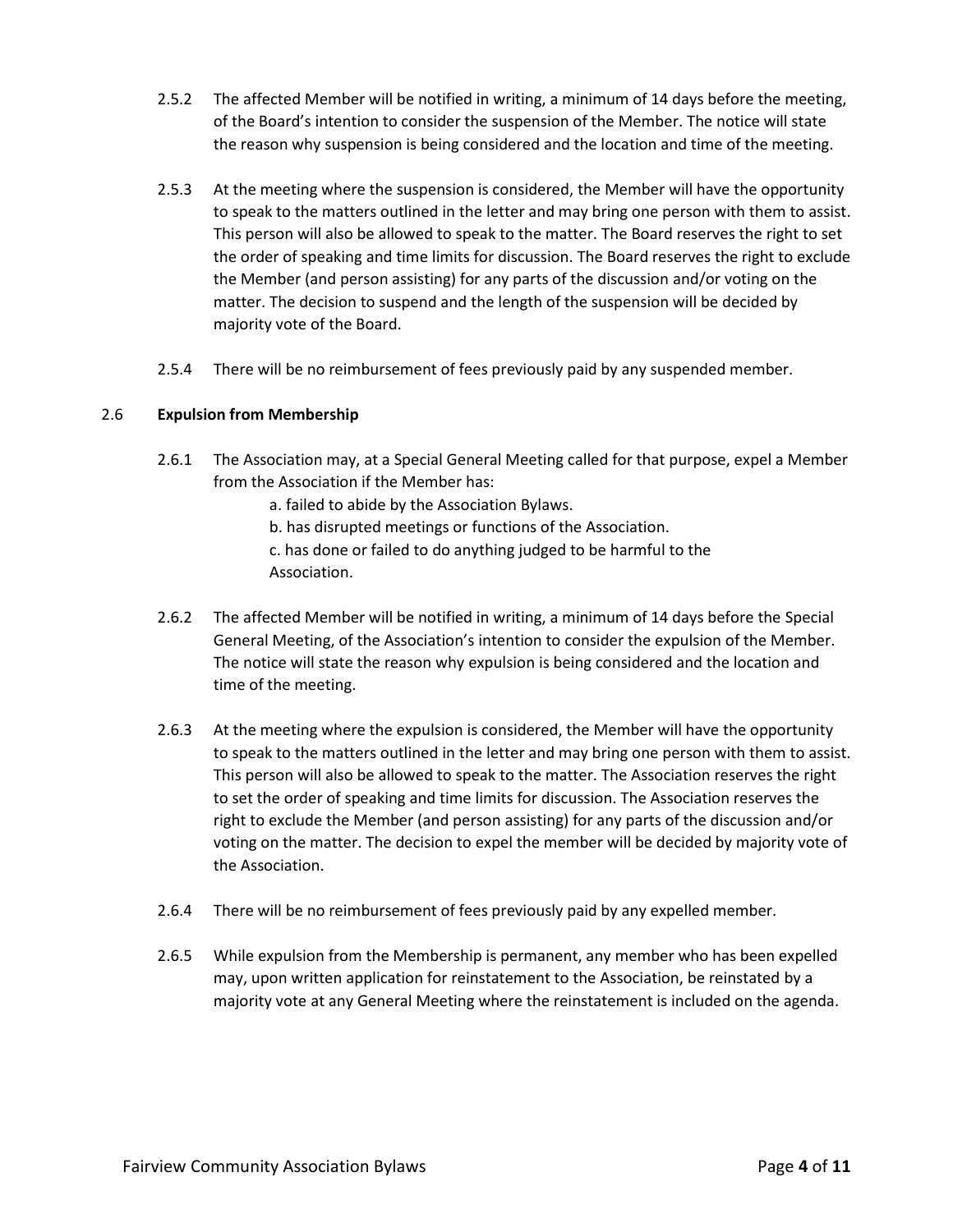2.5.2 The affected Member will be notified in writing, a minimum of 14 days before the meeting, of the Board's intention to consider the suspension of the Member. The notice will state the reason why suspension is being considered and the location and time of the meeting.

2.5.3 At the meeting where the suspension is considered, the Member will have the opportunity to speak to the matters outlined in the letter and may bring one person with them to assist. This person will also be allowed to speak to the matter. The Board reserves the right to set the order of speaking and time limits for discussion. The Board reserves the right to exclude the Member (and person assisting) for any parts of the discussion and/or voting on the matter. The decision to suspend and the length of the suspension will be decided by majority vote of the Board.

2.5.4 There will be no reimbursement of fees previously paid by any suspended member.

### 2.6 Expulsion from Membership

2.6.1 The Association may, at a Special General Meeting called for that purpose, expel a Member from the Association if the Member has:

a. failed to abide by the Association Bylaws.
b. has disrupted meetings or functions of the Association.
c. has done or failed to do anything judged to be harmful to the Association.

2.6.2 The affected Member will be notified in writing, a minimum of 14 days before the Special General Meeting, of the Association's intention to consider the expulsion of the Member. The notice will state the reason why expulsion is being considered and the location and time of the meeting.

2.6.3 At the meeting where the expulsion is considered, the Member will have the opportunity to speak to the matters outlined in the letter and may bring one person with them to assist. This person will also be allowed to speak to the matter. The Association reserves the right to set the order of speaking and time limits for discussion. The Association reserves the right to exclude the Member (and person assisting) for any parts of the discussion and/or voting on the matter. The decision to expel the member will be decided by majority vote of the Association.

2.6.4 There will be no reimbursement of fees previously paid by any expelled member.

2.6.5 While expulsion from the Membership is permanent, any member who has been expelled may, upon written application for reinstatement to the Association, be reinstated by a majority vote at any General Meeting where the reinstatement is included on the agenda.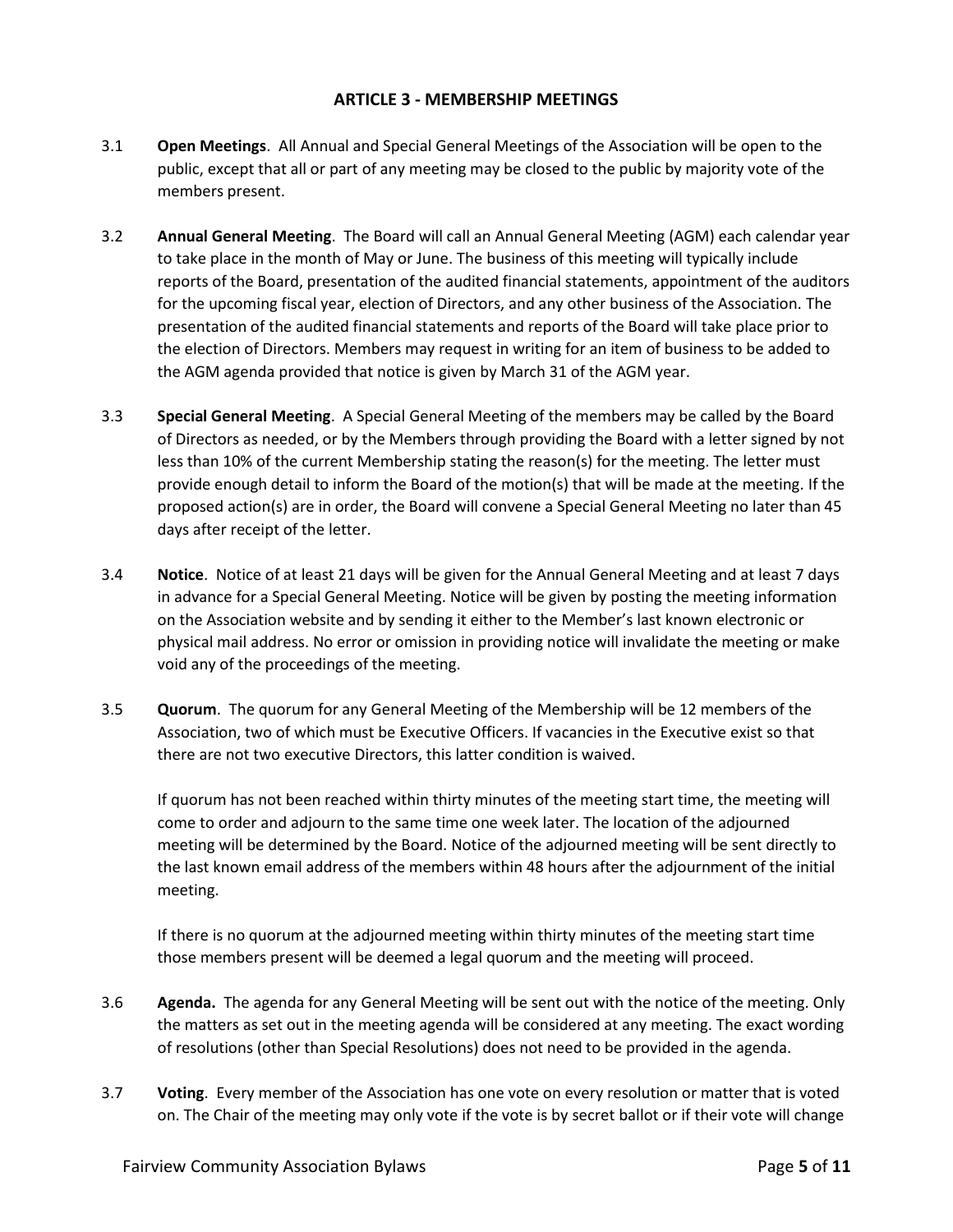## ARTICLE 3 - MEMBERSHIP MEETINGS

3.1 **Open Meetings**. All Annual and Special General Meetings of the Association will be open to the public, except that all or part of any meeting may be closed to the public by majority vote of the members present.

3.2 **Annual General Meeting**. The Board will call an Annual General Meeting (AGM) each calendar year to take place in the month of May or June. The business of this meeting will typically include reports of the Board, presentation of the audited financial statements, appointment of the auditors for the upcoming fiscal year, election of Directors, and any other business of the Association. The presentation of the audited financial statements and reports of the Board will take place prior to the election of Directors. Members may request in writing for an item of business to be added to the AGM agenda provided that notice is given by March 31 of the AGM year.

3.3 **Special General Meeting**. A Special General Meeting of the members may be called by the Board of Directors as needed, or by the Members through providing the Board with a letter signed by not less than 10% of the current Membership stating the reason(s) for the meeting. The letter must provide enough detail to inform the Board of the motion(s) that will be made at the meeting. If the proposed action(s) are in order, the Board will convene a Special General Meeting no later than 45 days after receipt of the letter.

3.4 **Notice**. Notice of at least 21 days will be given for the Annual General Meeting and at least 7 days in advance for a Special General Meeting. Notice will be given by posting the meeting information on the Association website and by sending it either to the Member's last known electronic or physical mail address. No error or omission in providing notice will invalidate the meeting or make void any of the proceedings of the meeting.

3.5 **Quorum**. The quorum for any General Meeting of the Membership will be 12 members of the Association, two of which must be Executive Officers. If vacancies in the Executive exist so that there are not two executive Directors, this latter condition is waived.

If quorum has not been reached within thirty minutes of the meeting start time, the meeting will come to order and adjourn to the same time one week later. The location of the adjourned meeting will be determined by the Board. Notice of the adjourned meeting will be sent directly to the last known email address of the members within 48 hours after the adjournment of the initial meeting.

If there is no quorum at the adjourned meeting within thirty minutes of the meeting start time those members present will be deemed a legal quorum and the meeting will proceed.

3.6 **Agenda.** The agenda for any General Meeting will be sent out with the notice of the meeting. Only the matters as set out in the meeting agenda will be considered at any meeting. The exact wording of resolutions (other than Special Resolutions) does not need to be provided in the agenda.

3.7 **Voting**. Every member of the Association has one vote on every resolution or matter that is voted on. The Chair of the meeting may only vote if the vote is by secret ballot or if their vote will change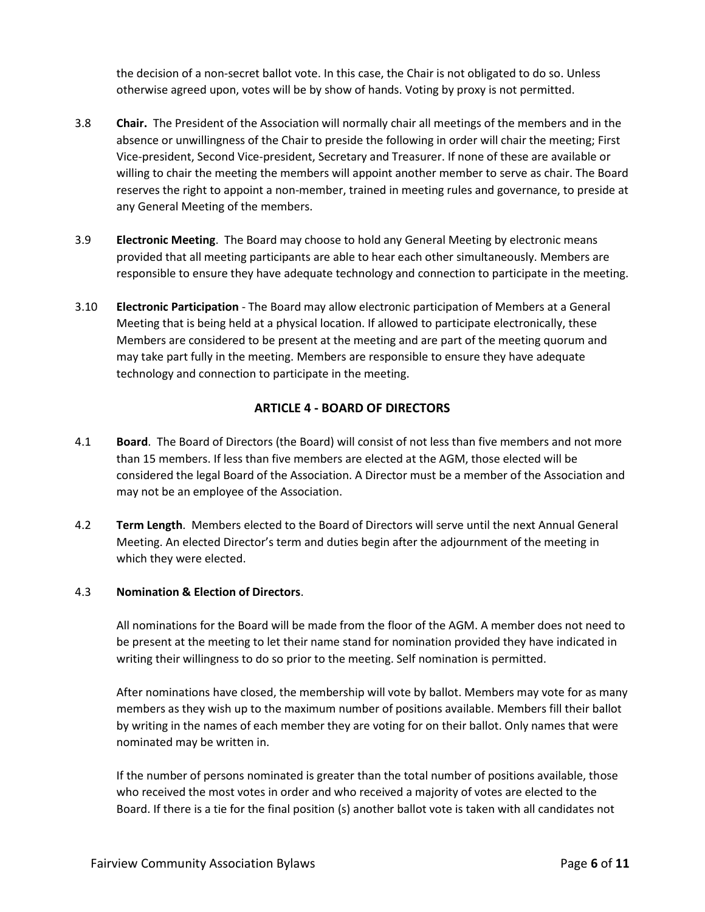the decision of a non-secret ballot vote. In this case, the Chair is not obligated to do so. Unless otherwise agreed upon, votes will be by show of hands. Voting by proxy is not permitted.

3.8 **Chair.** The President of the Association will normally chair all meetings of the members and in the absence or unwillingness of the Chair to preside the following in order will chair the meeting; First Vice-president, Second Vice-president, Secretary and Treasurer. If none of these are available or willing to chair the meeting the members will appoint another member to serve as chair. The Board reserves the right to appoint a non-member, trained in meeting rules and governance, to preside at any General Meeting of the members.

3.9 **Electronic Meeting**. The Board may choose to hold any General Meeting by electronic means provided that all meeting participants are able to hear each other simultaneously. Members are responsible to ensure they have adequate technology and connection to participate in the meeting.

3.10 **Electronic Participation** - The Board may allow electronic participation of Members at a General Meeting that is being held at a physical location. If allowed to participate electronically, these Members are considered to be present at the meeting and are part of the meeting quorum and may take part fully in the meeting. Members are responsible to ensure they have adequate technology and connection to participate in the meeting.

## ARTICLE 4 - BOARD OF DIRECTORS

4.1 **Board**. The Board of Directors (the Board) will consist of not less than five members and not more than 15 members. If less than five members are elected at the AGM, those elected will be considered the legal Board of the Association. A Director must be a member of the Association and may not be an employee of the Association.

4.2 **Term Length**. Members elected to the Board of Directors will serve until the next Annual General Meeting. An elected Director's term and duties begin after the adjournment of the meeting in which they were elected.

4.3 **Nomination & Election of Directors**.

All nominations for the Board will be made from the floor of the AGM. A member does not need to be present at the meeting to let their name stand for nomination provided they have indicated in writing their willingness to do so prior to the meeting. Self nomination is permitted.

After nominations have closed, the membership will vote by ballot. Members may vote for as many members as they wish up to the maximum number of positions available. Members fill their ballot by writing in the names of each member they are voting for on their ballot. Only names that were nominated may be written in.

If the number of persons nominated is greater than the total number of positions available, those who received the most votes in order and who received a majority of votes are elected to the Board. If there is a tie for the final position (s) another ballot vote is taken with all candidates not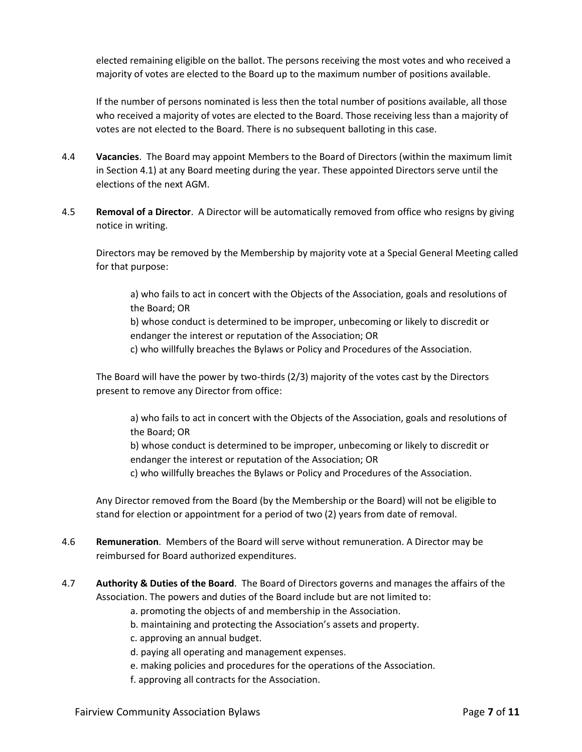elected remaining eligible on the ballot. The persons receiving the most votes and who received a majority of votes are elected to the Board up to the maximum number of positions available.

If the number of persons nominated is less then the total number of positions available, all those who received a majority of votes are elected to the Board. Those receiving less than a majority of votes are not elected to the Board. There is no subsequent balloting in this case.

4.4 **Vacancies**. The Board may appoint Members to the Board of Directors (within the maximum limit in Section 4.1) at any Board meeting during the year. These appointed Directors serve until the elections of the next AGM.

4.5 **Removal of a Director**. A Director will be automatically removed from office who resigns by giving notice in writing.

Directors may be removed by the Membership by majority vote at a Special General Meeting called for that purpose:

a) who fails to act in concert with the Objects of the Association, goals and resolutions of the Board; OR
b) whose conduct is determined to be improper, unbecoming or likely to discredit or endanger the interest or reputation of the Association; OR
c) who willfully breaches the Bylaws or Policy and Procedures of the Association.

The Board will have the power by two-thirds (2/3) majority of the votes cast by the Directors present to remove any Director from office:

a) who fails to act in concert with the Objects of the Association, goals and resolutions of the Board; OR
b) whose conduct is determined to be improper, unbecoming or likely to discredit or endanger the interest or reputation of the Association; OR
c) who willfully breaches the Bylaws or Policy and Procedures of the Association.

Any Director removed from the Board (by the Membership or the Board) will not be eligible to stand for election or appointment for a period of two (2) years from date of removal.

4.6 **Remuneration**. Members of the Board will serve without remuneration. A Director may be reimbursed for Board authorized expenditures.

4.7 **Authority & Duties of the Board**. The Board of Directors governs and manages the affairs of the Association. The powers and duties of the Board include but are not limited to:

a. promoting the objects of and membership in the Association.
b. maintaining and protecting the Association's assets and property.
c. approving an annual budget.
d. paying all operating and management expenses.
e. making policies and procedures for the operations of the Association.
f. approving all contracts for the Association.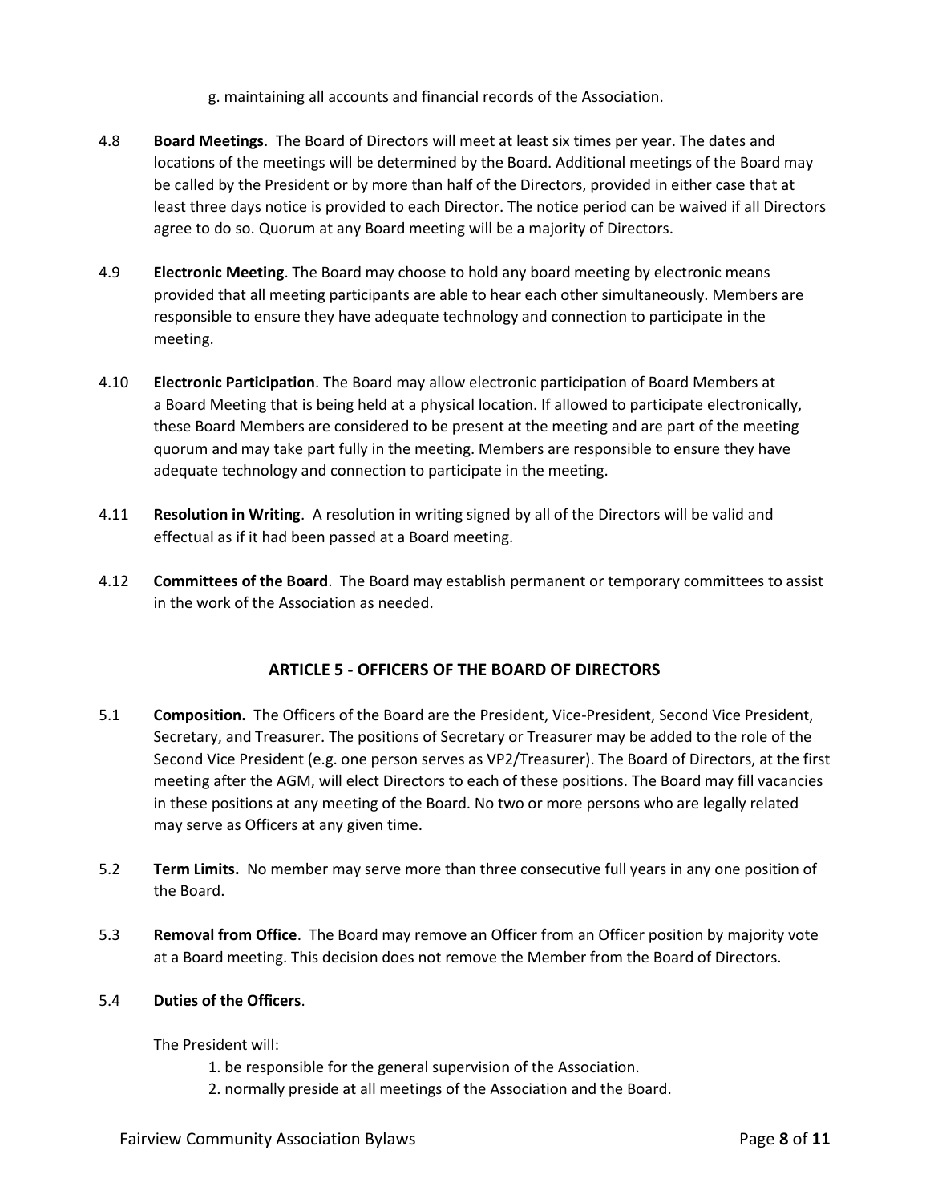g. maintaining all accounts and financial records of the Association.

4.8 **Board Meetings**. The Board of Directors will meet at least six times per year. The dates and locations of the meetings will be determined by the Board. Additional meetings of the Board may be called by the President or by more than half of the Directors, provided in either case that at least three days notice is provided to each Director. The notice period can be waived if all Directors agree to do so. Quorum at any Board meeting will be a majority of Directors.

4.9 **Electronic Meeting**. The Board may choose to hold any board meeting by electronic means provided that all meeting participants are able to hear each other simultaneously. Members are responsible to ensure they have adequate technology and connection to participate in the meeting.

4.10 **Electronic Participation**. The Board may allow electronic participation of Board Members at a Board Meeting that is being held at a physical location. If allowed to participate electronically, these Board Members are considered to be present at the meeting and are part of the meeting quorum and may take part fully in the meeting. Members are responsible to ensure they have adequate technology and connection to participate in the meeting.

4.11 **Resolution in Writing**. A resolution in writing signed by all of the Directors will be valid and effectual as if it had been passed at a Board meeting.

4.12 **Committees of the Board**. The Board may establish permanent or temporary committees to assist in the work of the Association as needed.

## ARTICLE 5 - OFFICERS OF THE BOARD OF DIRECTORS

5.1 **Composition.** The Officers of the Board are the President, Vice-President, Second Vice President, Secretary, and Treasurer. The positions of Secretary or Treasurer may be added to the role of the Second Vice President (e.g. one person serves as VP2/Treasurer). The Board of Directors, at the first meeting after the AGM, will elect Directors to each of these positions. The Board may fill vacancies in these positions at any meeting of the Board. No two or more persons who are legally related may serve as Officers at any given time.

5.2 **Term Limits.** No member may serve more than three consecutive full years in any one position of the Board.

5.3 **Removal from Office**. The Board may remove an Officer from an Officer position by majority vote at a Board meeting. This decision does not remove the Member from the Board of Directors.

5.4 **Duties of the Officers**.

The President will:

1. be responsible for the general supervision of the Association.
2. normally preside at all meetings of the Association and the Board.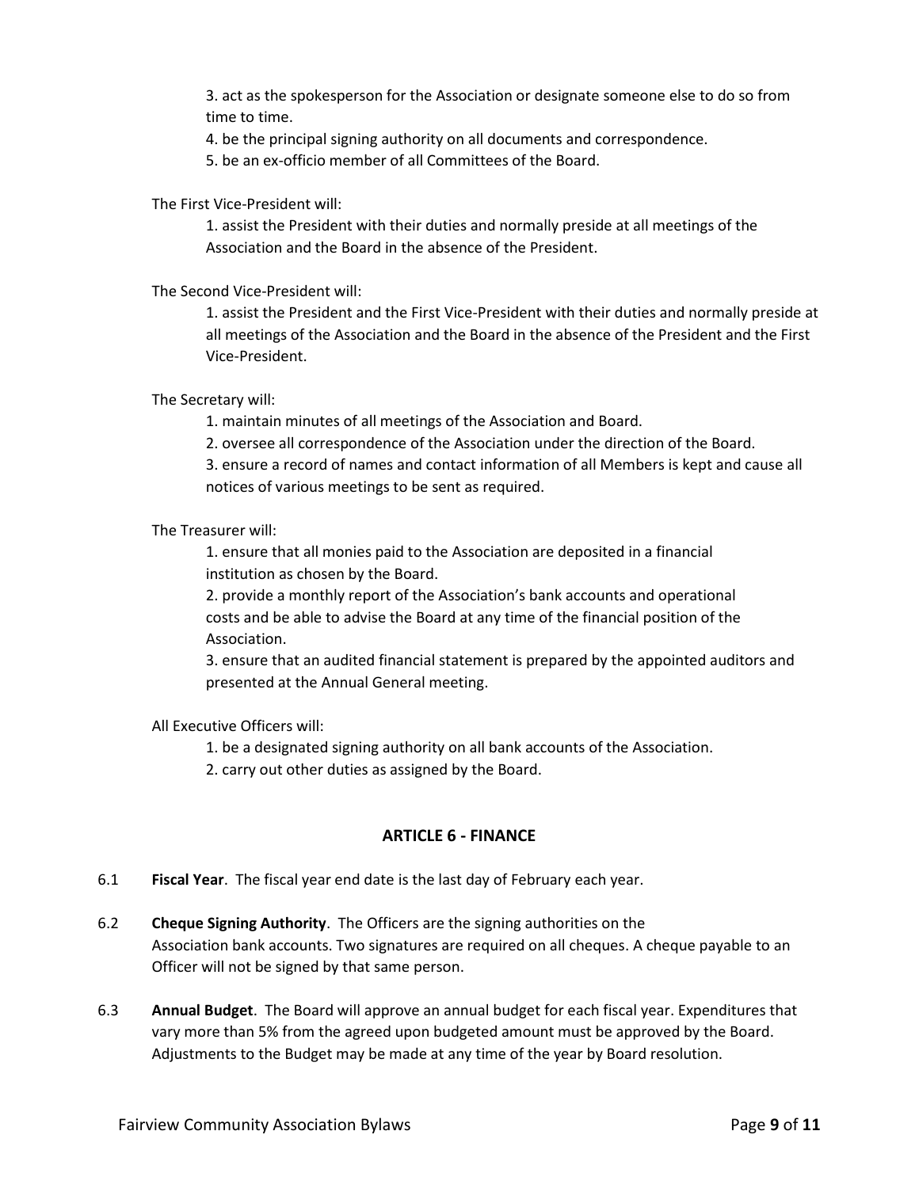3. act as the spokesperson for the Association or designate someone else to do so from time to time.
4. be the principal signing authority on all documents and correspondence.
5. be an ex-officio member of all Committees of the Board.

The First Vice-President will:

1. assist the President with their duties and normally preside at all meetings of the Association and the Board in the absence of the President.

The Second Vice-President will:

1. assist the President and the First Vice-President with their duties and normally preside at all meetings of the Association and the Board in the absence of the President and the First Vice-President.

The Secretary will:

1. maintain minutes of all meetings of the Association and Board.
2. oversee all correspondence of the Association under the direction of the Board.
3. ensure a record of names and contact information of all Members is kept and cause all notices of various meetings to be sent as required.

The Treasurer will:

1. ensure that all monies paid to the Association are deposited in a financial institution as chosen by the Board.
2. provide a monthly report of the Association's bank accounts and operational costs and be able to advise the Board at any time of the financial position of the Association.
3. ensure that an audited financial statement is prepared by the appointed auditors and presented at the Annual General meeting.

All Executive Officers will:

1. be a designated signing authority on all bank accounts of the Association.
2. carry out other duties as assigned by the Board.

## ARTICLE 6 - FINANCE

6.1 **Fiscal Year**. The fiscal year end date is the last day of February each year.

6.2 **Cheque Signing Authority**. The Officers are the signing authorities on the Association bank accounts. Two signatures are required on all cheques. A cheque payable to an Officer will not be signed by that same person.

6.3 **Annual Budget**. The Board will approve an annual budget for each fiscal year. Expenditures that vary more than 5% from the agreed upon budgeted amount must be approved by the Board. Adjustments to the Budget may be made at any time of the year by Board resolution.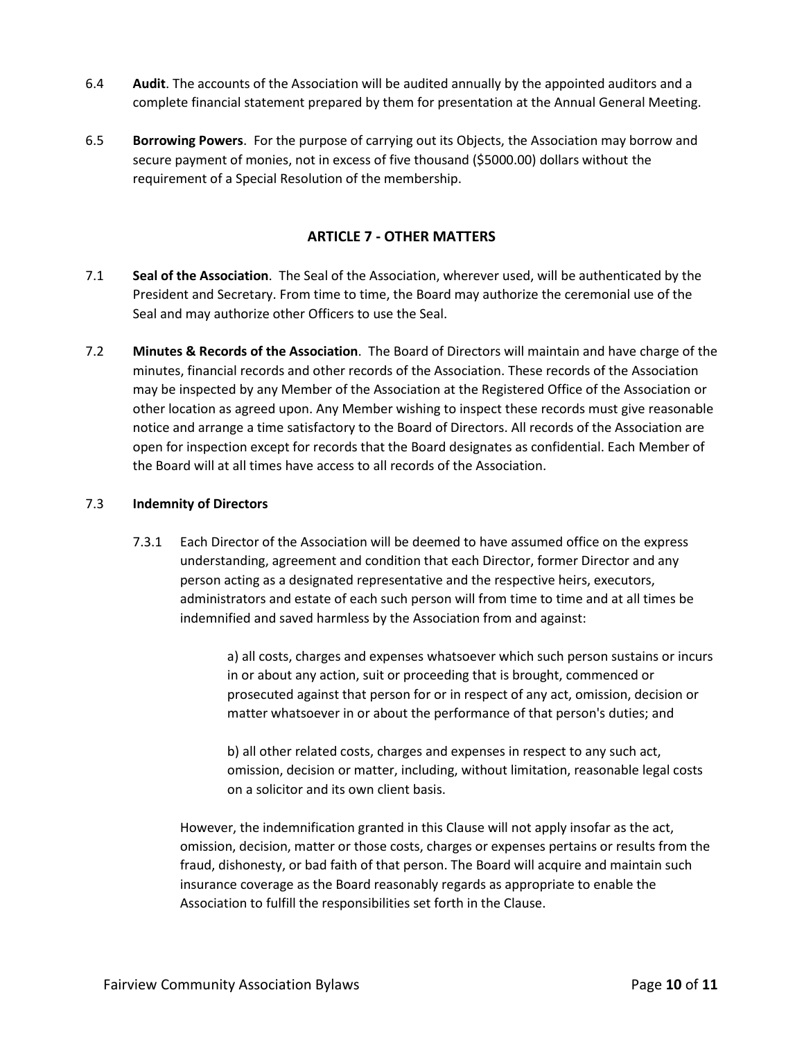6.4 **Audit**. The accounts of the Association will be audited annually by the appointed auditors and a complete financial statement prepared by them for presentation at the Annual General Meeting.

6.5 **Borrowing Powers**. For the purpose of carrying out its Objects, the Association may borrow and secure payment of monies, not in excess of five thousand ($5000.00) dollars without the requirement of a Special Resolution of the membership.

## ARTICLE 7 - OTHER MATTERS

7.1 **Seal of the Association**. The Seal of the Association, wherever used, will be authenticated by the President and Secretary. From time to time, the Board may authorize the ceremonial use of the Seal and may authorize other Officers to use the Seal.

7.2 **Minutes & Records of the Association**. The Board of Directors will maintain and have charge of the minutes, financial records and other records of the Association. These records of the Association may be inspected by any Member of the Association at the Registered Office of the Association or other location as agreed upon. Any Member wishing to inspect these records must give reasonable notice and arrange a time satisfactory to the Board of Directors. All records of the Association are open for inspection except for records that the Board designates as confidential. Each Member of the Board will at all times have access to all records of the Association.

7.3 **Indemnity of Directors**

7.3.1 Each Director of the Association will be deemed to have assumed office on the express understanding, agreement and condition that each Director, former Director and any person acting as a designated representative and the respective heirs, executors, administrators and estate of each such person will from time to time and at all times be indemnified and saved harmless by the Association from and against:

a) all costs, charges and expenses whatsoever which such person sustains or incurs in or about any action, suit or proceeding that is brought, commenced or prosecuted against that person for or in respect of any act, omission, decision or matter whatsoever in or about the performance of that person's duties; and

b) all other related costs, charges and expenses in respect to any such act, omission, decision or matter, including, without limitation, reasonable legal costs on a solicitor and its own client basis.

However, the indemnification granted in this Clause will not apply insofar as the act, omission, decision, matter or those costs, charges or expenses pertains or results from the fraud, dishonesty, or bad faith of that person. The Board will acquire and maintain such insurance coverage as the Board reasonably regards as appropriate to enable the Association to fulfill the responsibilities set forth in the Clause.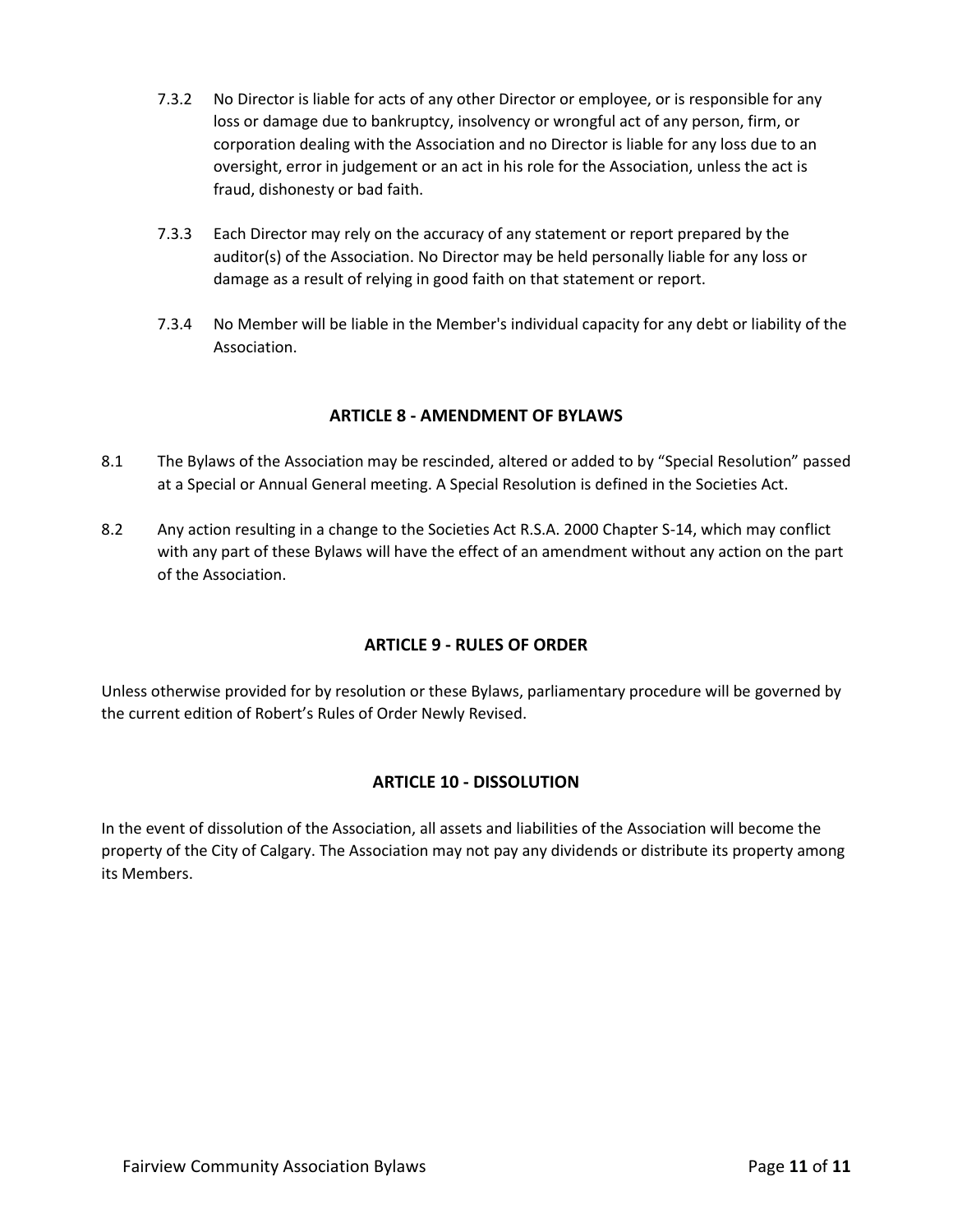7.3.2 No Director is liable for acts of any other Director or employee, or is responsible for any loss or damage due to bankruptcy, insolvency or wrongful act of any person, firm, or corporation dealing with the Association and no Director is liable for any loss due to an oversight, error in judgement or an act in his role for the Association, unless the act is fraud, dishonesty or bad faith.

7.3.3 Each Director may rely on the accuracy of any statement or report prepared by the auditor(s) of the Association. No Director may be held personally liable for any loss or damage as a result of relying in good faith on that statement or report.

7.3.4 No Member will be liable in the Member's individual capacity for any debt or liability of the Association.

## ARTICLE 8 - AMENDMENT OF BYLAWS

8.1 The Bylaws of the Association may be rescinded, altered or added to by "Special Resolution" passed at a Special or Annual General meeting. A Special Resolution is defined in the Societies Act.

8.2 Any action resulting in a change to the Societies Act R.S.A. 2000 Chapter S-14, which may conflict with any part of these Bylaws will have the effect of an amendment without any action on the part of the Association.

## ARTICLE 9 - RULES OF ORDER

Unless otherwise provided for by resolution or these Bylaws, parliamentary procedure will be governed by the current edition of Robert's Rules of Order Newly Revised.

## ARTICLE 10 - DISSOLUTION

In the event of dissolution of the Association, all assets and liabilities of the Association will become the property of the City of Calgary. The Association may not pay any dividends or distribute its property among its Members.